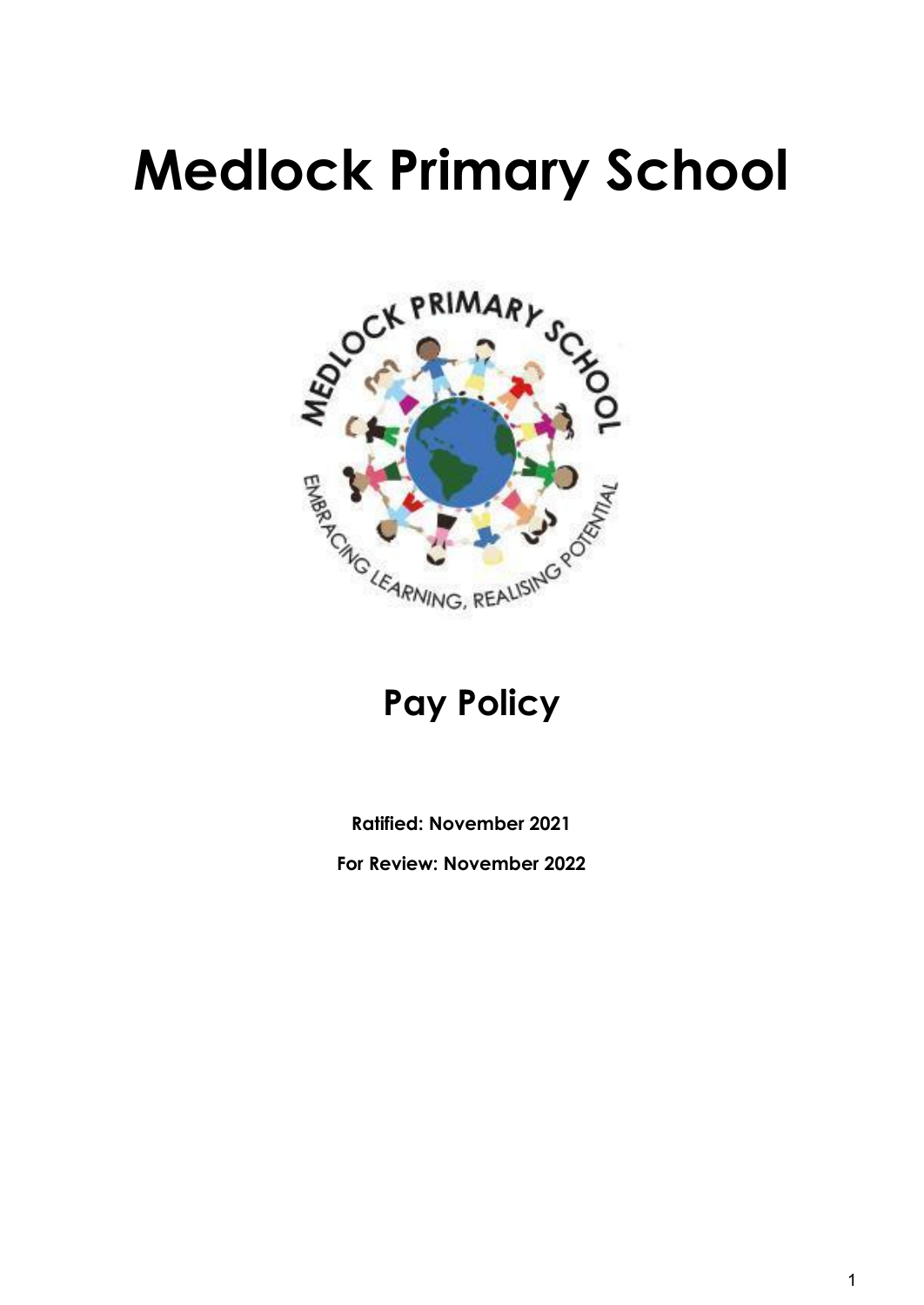# Medlock Primary School

## Pay Policy

**Ratified: November 2021**

**For Review: November 2022**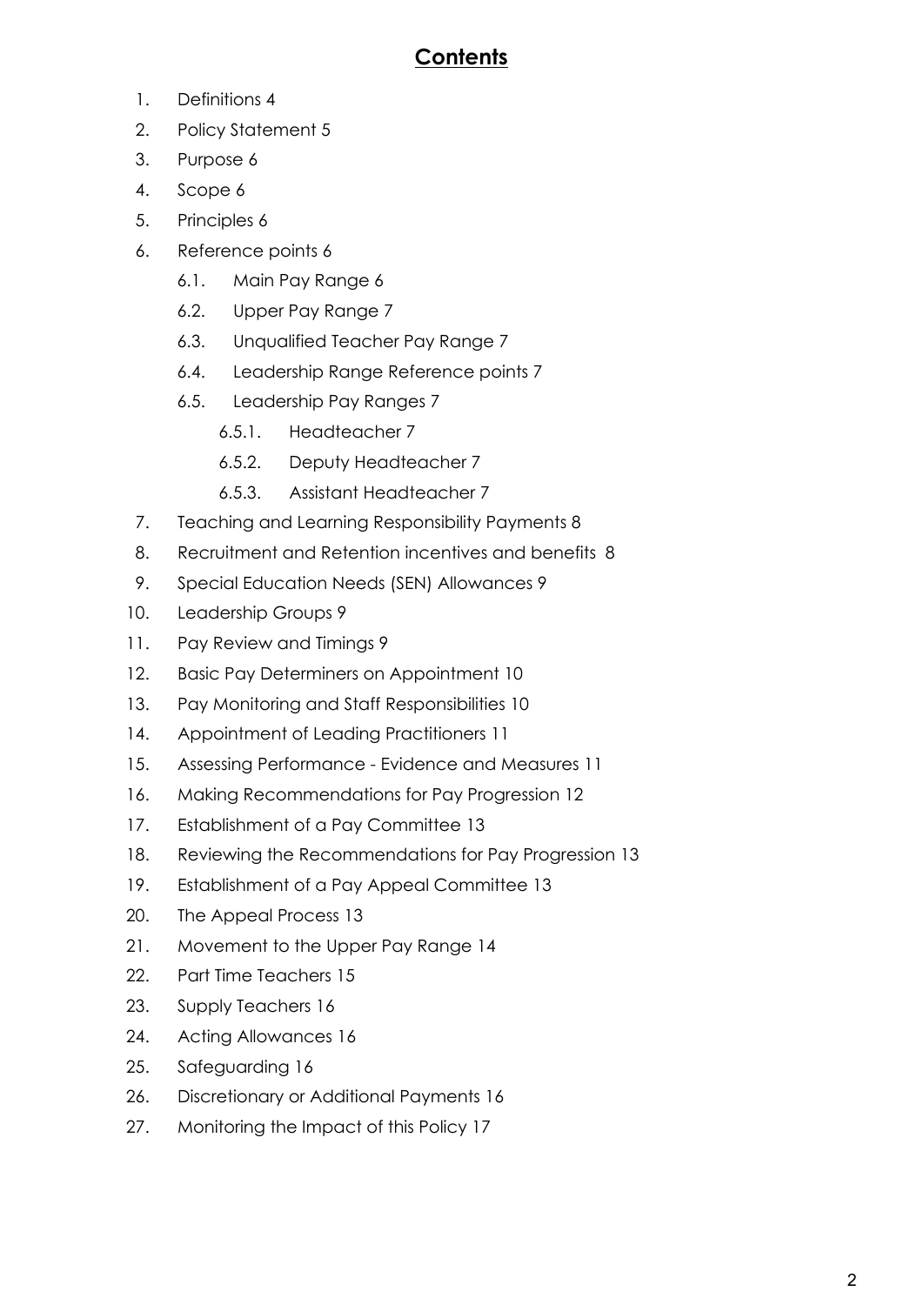## Contents

1. Definitions 4
2. Policy Statement 5
3. Purpose 6
4. Scope 6
5. Principles 6
6. Reference points 6
    - 6.1. Main Pay Range 6
    - 6.2. Upper Pay Range 7
    - 6.3. Unqualified Teacher Pay Range 7
    - 6.4. Leadership Range Reference points 7
    - 6.5. Leadership Pay Ranges 7
        - 6.5.1. Headteacher 7
        - 6.5.2. Deputy Headteacher 7
        - 6.5.3. Assistant Headteacher 7
7. Teaching and Learning Responsibility Payments 8
8. Recruitment and Retention incentives and benefits 8
9. Special Education Needs (SEN) Allowances 9
10. Leadership Groups 9
11. Pay Review and Timings 9
12. Basic Pay Determiners on Appointment 10
13. Pay Monitoring and Staff Responsibilities 10
14. Appointment of Leading Practitioners 11
15. Assessing Performance - Evidence and Measures 11
16. Making Recommendations for Pay Progression 12
17. Establishment of a Pay Committee 13
18. Reviewing the Recommendations for Pay Progression 13
19. Establishment of a Pay Appeal Committee 13
20. The Appeal Process 13
21. Movement to the Upper Pay Range 14
22. Part Time Teachers 15
23. Supply Teachers 16
24. Acting Allowances 16
25. Safeguarding 16
26. Discretionary or Additional Payments 16
27. Monitoring the Impact of this Policy 17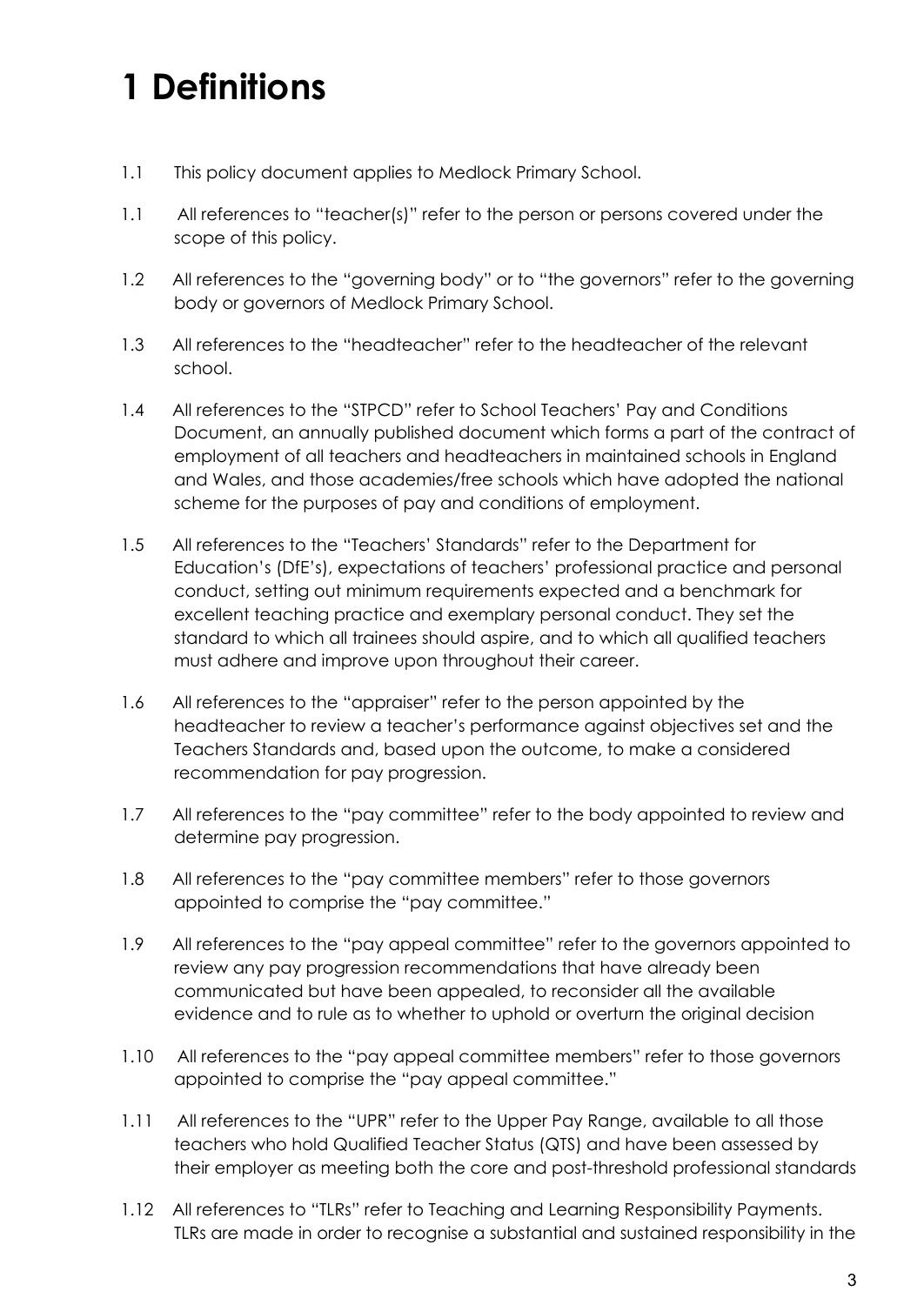# 1 Definitions

1.1 This policy document applies to Medlock Primary School.

1.1 All references to "teacher(s)" refer to the person or persons covered under the scope of this policy.

1.2 All references to the "governing body" or to "the governors" refer to the governing body or governors of Medlock Primary School.

1.3 All references to the "headteacher" refer to the headteacher of the relevant school.

1.4 All references to the "STPCD" refer to School Teachers' Pay and Conditions Document, an annually published document which forms a part of the contract of employment of all teachers and headteachers in maintained schools in England and Wales, and those academies/free schools which have adopted the national scheme for the purposes of pay and conditions of employment.

1.5 All references to the "Teachers' Standards" refer to the Department for Education's (DfE's), expectations of teachers' professional practice and personal conduct, setting out minimum requirements expected and a benchmark for excellent teaching practice and exemplary personal conduct. They set the standard to which all trainees should aspire, and to which all qualified teachers must adhere and improve upon throughout their career.

1.6 All references to the "appraiser" refer to the person appointed by the headteacher to review a teacher's performance against objectives set and the Teachers Standards and, based upon the outcome, to make a considered recommendation for pay progression.

1.7 All references to the "pay committee" refer to the body appointed to review and determine pay progression.

1.8 All references to the "pay committee members" refer to those governors appointed to comprise the "pay committee."

1.9 All references to the "pay appeal committee" refer to the governors appointed to review any pay progression recommendations that have already been communicated but have been appealed, to reconsider all the available evidence and to rule as to whether to uphold or overturn the original decision

1.10 All references to the "pay appeal committee members" refer to those governors appointed to comprise the "pay appeal committee."

1.11 All references to the "UPR" refer to the Upper Pay Range, available to all those teachers who hold Qualified Teacher Status (QTS) and have been assessed by their employer as meeting both the core and post-threshold professional standards

1.12 All references to "TLRs" refer to Teaching and Learning Responsibility Payments. TLRs are made in order to recognise a substantial and sustained responsibility in the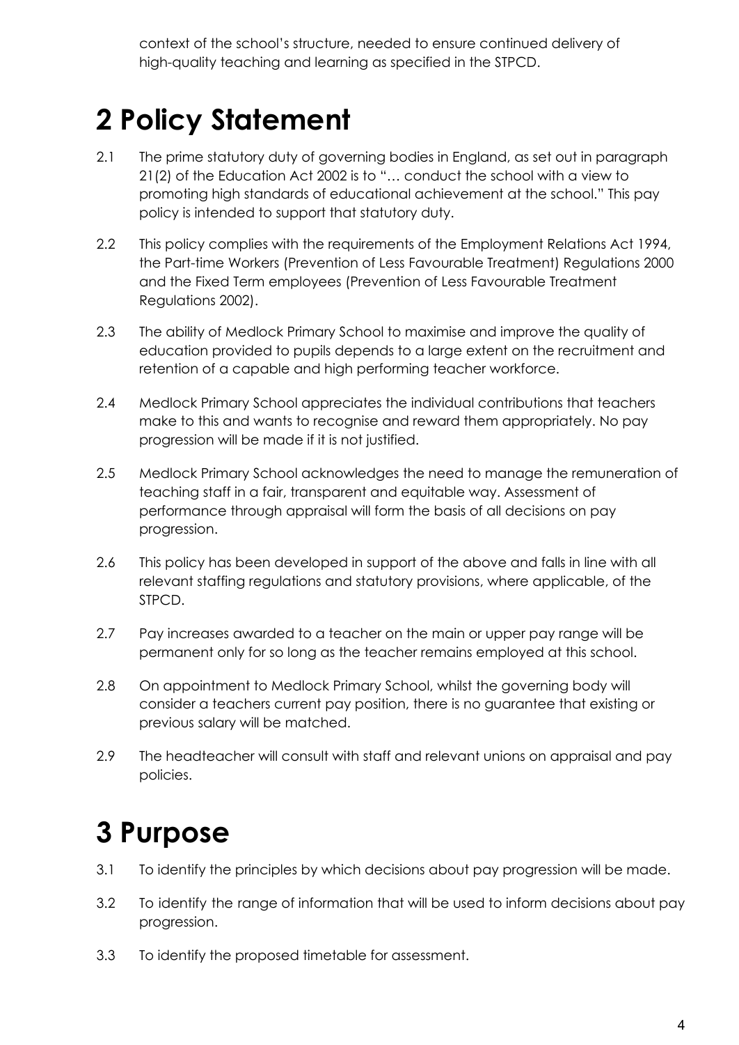context of the school's structure, needed to ensure continued delivery of high-quality teaching and learning as specified in the STPCD.

# 2 Policy Statement

2.1 The prime statutory duty of governing bodies in England, as set out in paragraph 21(2) of the Education Act 2002 is to "… conduct the school with a view to promoting high standards of educational achievement at the school." This pay policy is intended to support that statutory duty.

2.2 This policy complies with the requirements of the Employment Relations Act 1994, the Part-time Workers (Prevention of Less Favourable Treatment) Regulations 2000 and the Fixed Term employees (Prevention of Less Favourable Treatment Regulations 2002).

2.3 The ability of Medlock Primary School to maximise and improve the quality of education provided to pupils depends to a large extent on the recruitment and retention of a capable and high performing teacher workforce.

2.4 Medlock Primary School appreciates the individual contributions that teachers make to this and wants to recognise and reward them appropriately. No pay progression will be made if it is not justified.

2.5 Medlock Primary School acknowledges the need to manage the remuneration of teaching staff in a fair, transparent and equitable way. Assessment of performance through appraisal will form the basis of all decisions on pay progression.

2.6 This policy has been developed in support of the above and falls in line with all relevant staffing regulations and statutory provisions, where applicable, of the STPCD.

2.7 Pay increases awarded to a teacher on the main or upper pay range will be permanent only for so long as the teacher remains employed at this school.

2.8 On appointment to Medlock Primary School, whilst the governing body will consider a teachers current pay position, there is no guarantee that existing or previous salary will be matched.

2.9 The headteacher will consult with staff and relevant unions on appraisal and pay policies.

# 3 Purpose

3.1 To identify the principles by which decisions about pay progression will be made.

3.2 To identify the range of information that will be used to inform decisions about pay progression.

3.3 To identify the proposed timetable for assessment.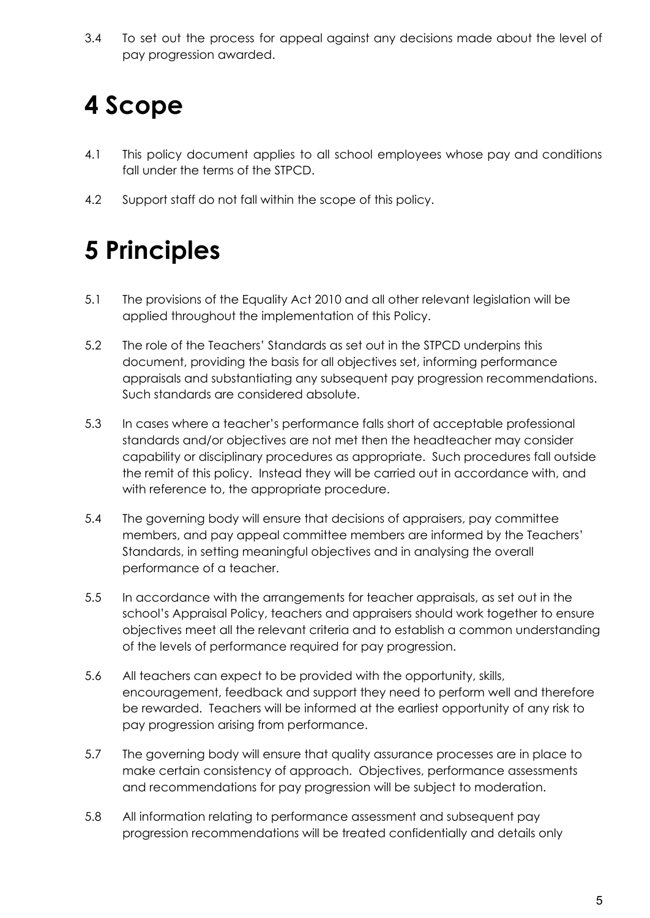3.4 To set out the process for appeal against any decisions made about the level of pay progression awarded.

# 4 Scope

4.1 This policy document applies to all school employees whose pay and conditions fall under the terms of the STPCD.

4.2 Support staff do not fall within the scope of this policy.

# 5 Principles

5.1 The provisions of the Equality Act 2010 and all other relevant legislation will be applied throughout the implementation of this Policy.

5.2 The role of the Teachers' Standards as set out in the STPCD underpins this document, providing the basis for all objectives set, informing performance appraisals and substantiating any subsequent pay progression recommendations. Such standards are considered absolute.

5.3 In cases where a teacher's performance falls short of acceptable professional standards and/or objectives are not met then the headteacher may consider capability or disciplinary procedures as appropriate. Such procedures fall outside the remit of this policy. Instead they will be carried out in accordance with, and with reference to, the appropriate procedure.

5.4 The governing body will ensure that decisions of appraisers, pay committee members, and pay appeal committee members are informed by the Teachers' Standards, in setting meaningful objectives and in analysing the overall performance of a teacher.

5.5 In accordance with the arrangements for teacher appraisals, as set out in the school's Appraisal Policy, teachers and appraisers should work together to ensure objectives meet all the relevant criteria and to establish a common understanding of the levels of performance required for pay progression.

5.6 All teachers can expect to be provided with the opportunity, skills, encouragement, feedback and support they need to perform well and therefore be rewarded. Teachers will be informed at the earliest opportunity of any risk to pay progression arising from performance.

5.7 The governing body will ensure that quality assurance processes are in place to make certain consistency of approach. Objectives, performance assessments and recommendations for pay progression will be subject to moderation.

5.8 All information relating to performance assessment and subsequent pay progression recommendations will be treated confidentially and details only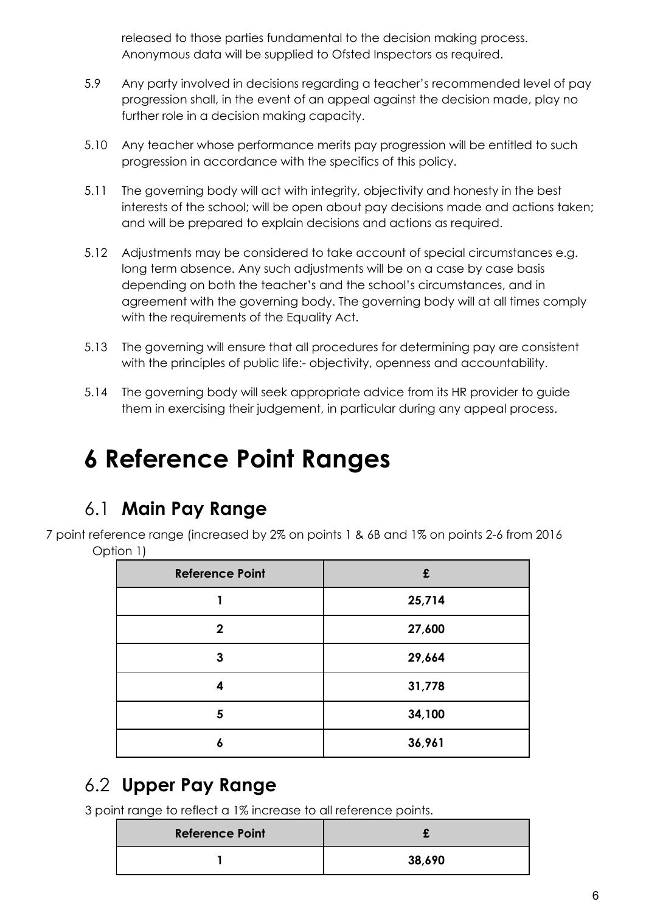released to those parties fundamental to the decision making process. Anonymous data will be supplied to Ofsted Inspectors as required.

5.9 Any party involved in decisions regarding a teacher's recommended level of pay progression shall, in the event of an appeal against the decision made, play no further role in a decision making capacity.

5.10 Any teacher whose performance merits pay progression will be entitled to such progression in accordance with the specifics of this policy.

5.11 The governing body will act with integrity, objectivity and honesty in the best interests of the school; will be open about pay decisions made and actions taken; and will be prepared to explain decisions and actions as required.

5.12 Adjustments may be considered to take account of special circumstances e.g. long term absence. Any such adjustments will be on a case by case basis depending on both the teacher's and the school's circumstances, and in agreement with the governing body. The governing body will at all times comply with the requirements of the Equality Act.

5.13 The governing will ensure that all procedures for determining pay are consistent with the principles of public life:- objectivity, openness and accountability.

5.14 The governing body will seek appropriate advice from its HR provider to guide them in exercising their judgement, in particular during any appeal process.

# 6 Reference Point Ranges

## 6.1 **Main Pay Range**

7 point reference range (increased by 2% on points 1 & 6B and 1% on points 2-6 from 2016 Option 1)

| Reference Point | £ |
|---|---|
| 1 | 25,714 |
| 2 | 27,600 |
| 3 | 29,664 |
| 4 | 31,778 |
| 5 | 34,100 |
| 6 | 36,961 |

## 6.2 **Upper Pay Range**

3 point range to reflect a 1% increase to all reference points.

| Reference Point | £ |
|---|---|
| 1 | 38,690 |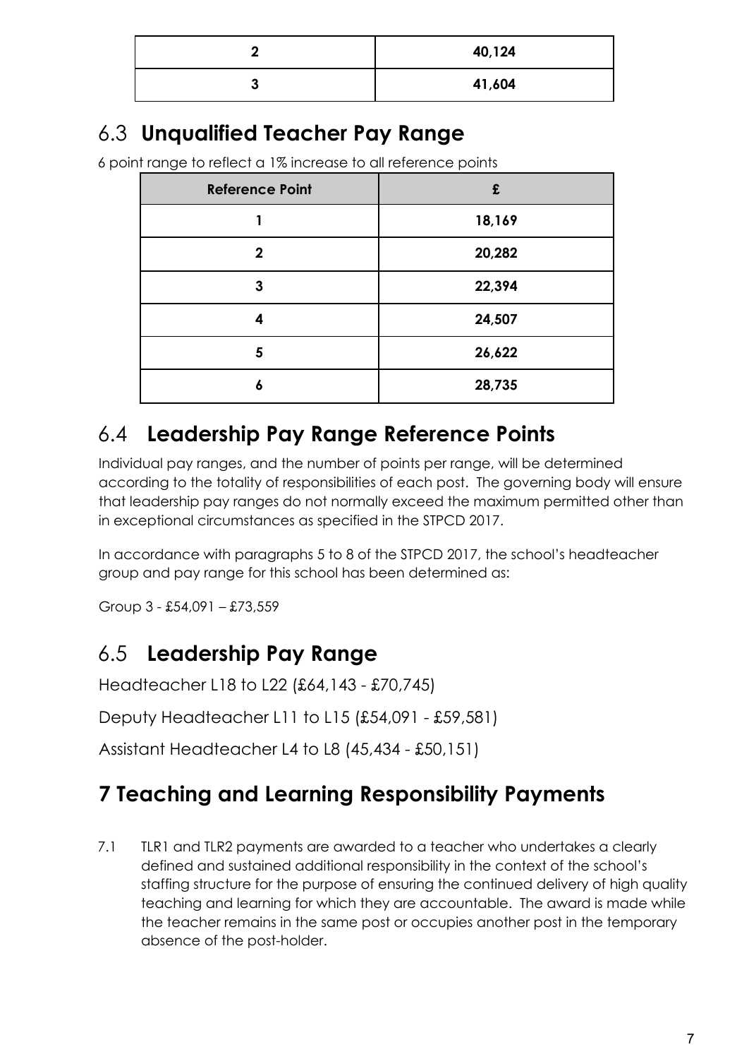| 2 | 40,124 |
|---|---|
| 3 | 41,604 |

## 6.3 **Unqualified Teacher Pay Range**

6 point range to reflect a 1% increase to all reference points

| Reference Point | £ |
|---|---|
| 1 | 18,169 |
| 2 | 20,282 |
| 3 | 22,394 |
| 4 | 24,507 |
| 5 | 26,622 |
| 6 | 28,735 |

## 6.4 **Leadership Pay Range Reference Points**

Individual pay ranges, and the number of points per range, will be determined according to the totality of responsibilities of each post. The governing body will ensure that leadership pay ranges do not normally exceed the maximum permitted other than in exceptional circumstances as specified in the STPCD 2017.

In accordance with paragraphs 5 to 8 of the STPCD 2017, the school's headteacher group and pay range for this school has been determined as:

Group 3 - £54,091 – £73,559

## 6.5 **Leadership Pay Range**

Headteacher L18 to L22 (£64,143 - £70,745)

Deputy Headteacher L11 to L15 (£54,091 - £59,581)

Assistant Headteacher L4 to L8 (45,434 - £50,151)

# **7 Teaching and Learning Responsibility Payments**

7.1 TLR1 and TLR2 payments are awarded to a teacher who undertakes a clearly defined and sustained additional responsibility in the context of the school's staffing structure for the purpose of ensuring the continued delivery of high quality teaching and learning for which they are accountable. The award is made while the teacher remains in the same post or occupies another post in the temporary absence of the post-holder.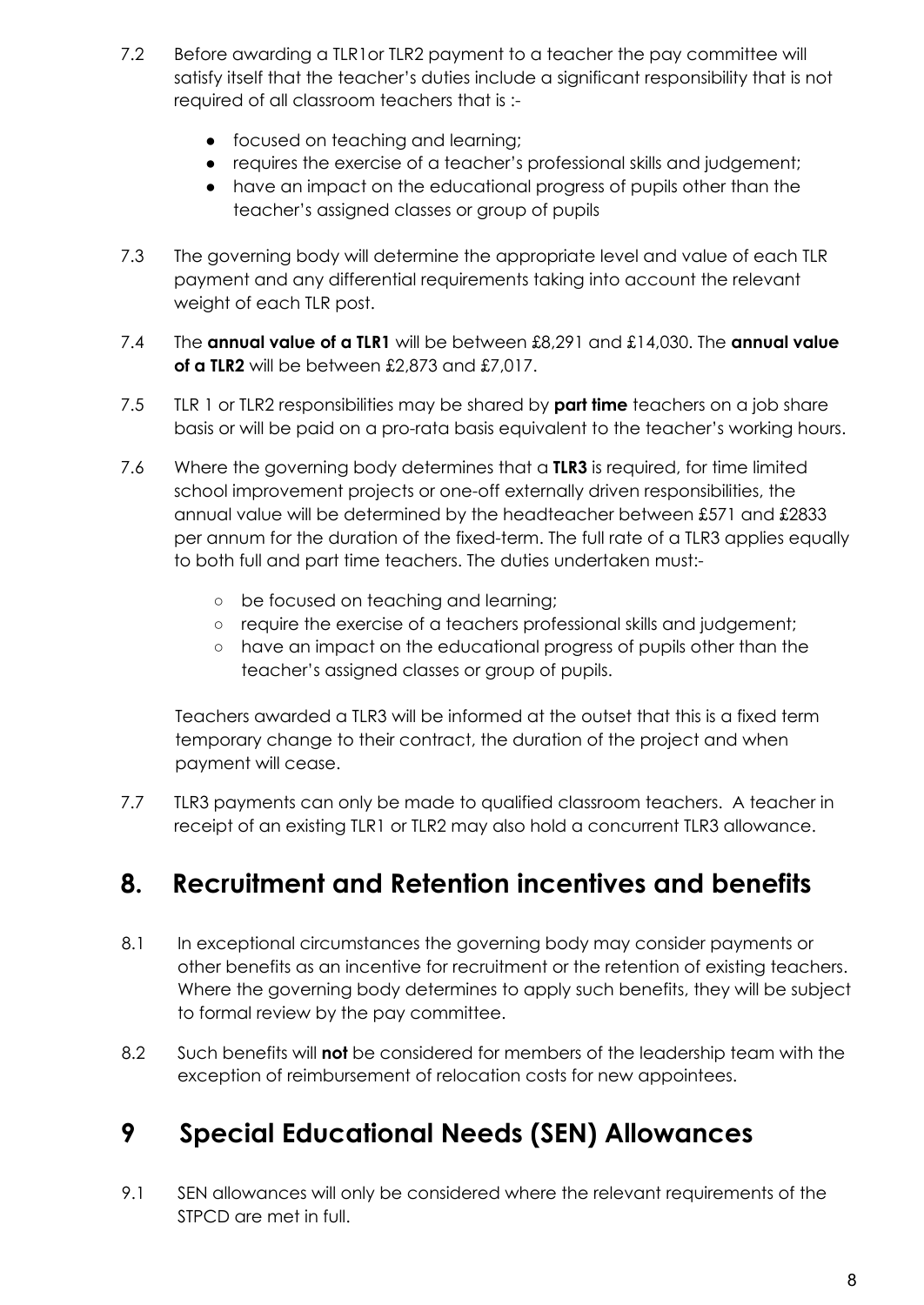7.2 Before awarding a TLR1or TLR2 payment to a teacher the pay committee will satisfy itself that the teacher's duties include a significant responsibility that is not required of all classroom teachers that is :-

- focused on teaching and learning;
- requires the exercise of a teacher's professional skills and judgement;
- have an impact on the educational progress of pupils other than the teacher's assigned classes or group of pupils

7.3 The governing body will determine the appropriate level and value of each TLR payment and any differential requirements taking into account the relevant weight of each TLR post.

7.4 The **annual value of a TLR1** will be between £8,291 and £14,030. The **annual value of a TLR2** will be between £2,873 and £7,017.

7.5 TLR 1 or TLR2 responsibilities may be shared by **part time** teachers on a job share basis or will be paid on a pro-rata basis equivalent to the teacher's working hours.

7.6 Where the governing body determines that a **TLR3** is required, for time limited school improvement projects or one-off externally driven responsibilities, the annual value will be determined by the headteacher between £571 and £2833 per annum for the duration of the fixed-term. The full rate of a TLR3 applies equally to both full and part time teachers. The duties undertaken must:-

- be focused on teaching and learning;
- require the exercise of a teachers professional skills and judgement;
- have an impact on the educational progress of pupils other than the teacher's assigned classes or group of pupils.

Teachers awarded a TLR3 will be informed at the outset that this is a fixed term temporary change to their contract, the duration of the project and when payment will cease.

7.7 TLR3 payments can only be made to qualified classroom teachers. A teacher in receipt of an existing TLR1 or TLR2 may also hold a concurrent TLR3 allowance.

## 8. Recruitment and Retention incentives and benefits

8.1 In exceptional circumstances the governing body may consider payments or other benefits as an incentive for recruitment or the retention of existing teachers. Where the governing body determines to apply such benefits, they will be subject to formal review by the pay committee.

8.2 Such benefits will **not** be considered for members of the leadership team with the exception of reimbursement of relocation costs for new appointees.

## 9 Special Educational Needs (SEN) Allowances

9.1 SEN allowances will only be considered where the relevant requirements of the STPCD are met in full.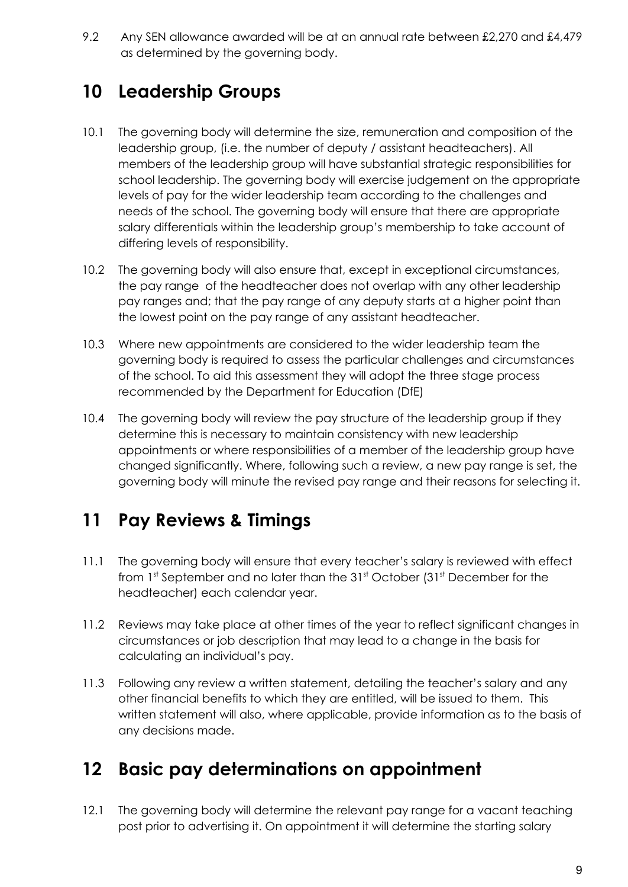9.2 Any SEN allowance awarded will be at an annual rate between £2,270 and £4,479 as determined by the governing body.

## 10 Leadership Groups

10.1 The governing body will determine the size, remuneration and composition of the leadership group, (i.e. the number of deputy / assistant headteachers). All members of the leadership group will have substantial strategic responsibilities for school leadership. The governing body will exercise judgement on the appropriate levels of pay for the wider leadership team according to the challenges and needs of the school. The governing body will ensure that there are appropriate salary differentials within the leadership group's membership to take account of differing levels of responsibility.

10.2 The governing body will also ensure that, except in exceptional circumstances, the pay range of the headteacher does not overlap with any other leadership pay ranges and; that the pay range of any deputy starts at a higher point than the lowest point on the pay range of any assistant headteacher.

10.3 Where new appointments are considered to the wider leadership team the governing body is required to assess the particular challenges and circumstances of the school. To aid this assessment they will adopt the three stage process recommended by the Department for Education (DfE)

10.4 The governing body will review the pay structure of the leadership group if they determine this is necessary to maintain consistency with new leadership appointments or where responsibilities of a member of the leadership group have changed significantly. Where, following such a review, a new pay range is set, the governing body will minute the revised pay range and their reasons for selecting it.

## 11 Pay Reviews & Timings

11.1 The governing body will ensure that every teacher's salary is reviewed with effect from 1st September and no later than the 31st October (31st December for the headteacher) each calendar year.

11.2 Reviews may take place at other times of the year to reflect significant changes in circumstances or job description that may lead to a change in the basis for calculating an individual's pay.

11.3 Following any review a written statement, detailing the teacher's salary and any other financial benefits to which they are entitled, will be issued to them. This written statement will also, where applicable, provide information as to the basis of any decisions made.

## 12 Basic pay determinations on appointment

12.1 The governing body will determine the relevant pay range for a vacant teaching post prior to advertising it. On appointment it will determine the starting salary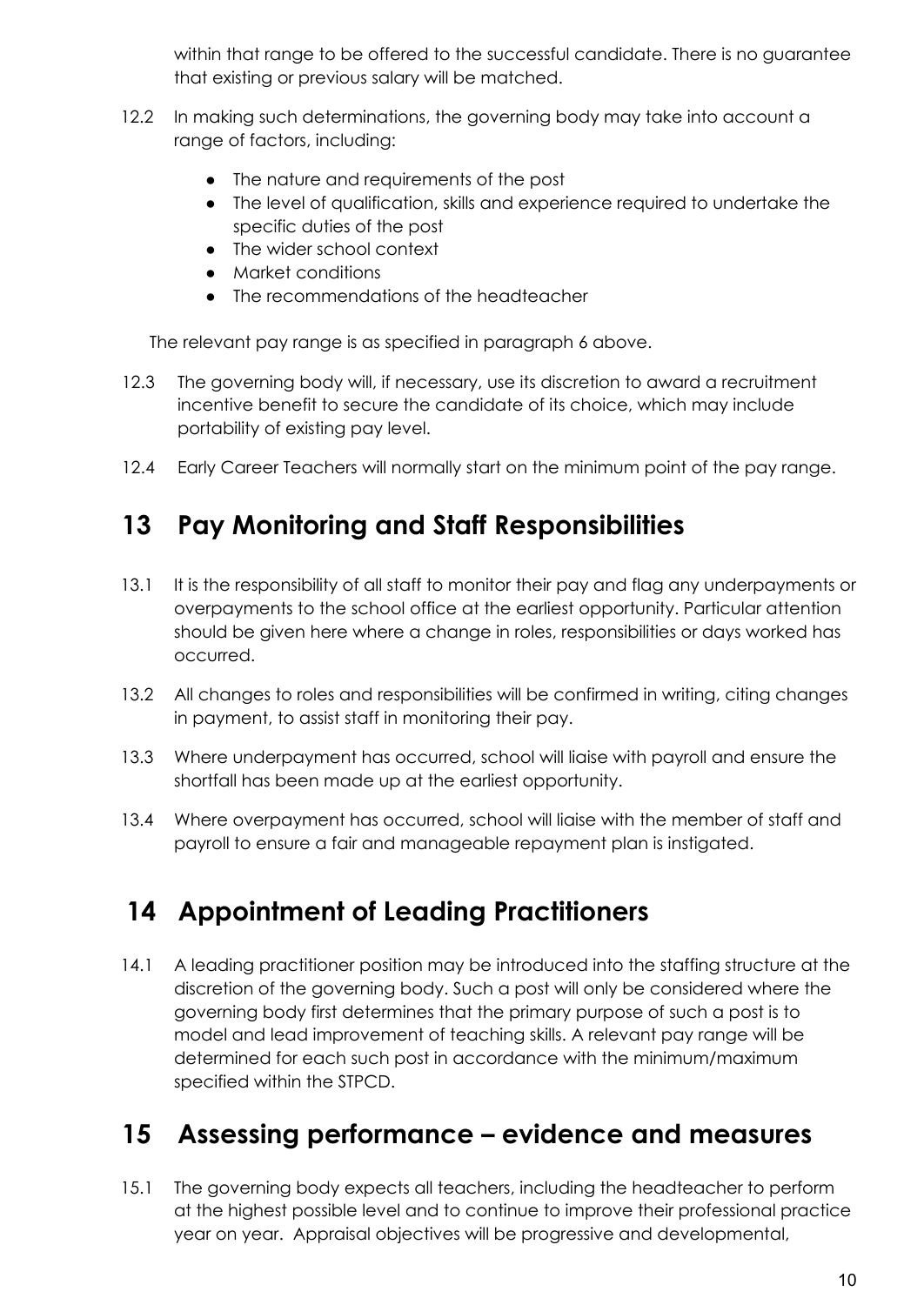within that range to be offered to the successful candidate. There is no guarantee that existing or previous salary will be matched.

12.2 In making such determinations, the governing body may take into account a range of factors, including:

- The nature and requirements of the post
- The level of qualification, skills and experience required to undertake the specific duties of the post
- The wider school context
- Market conditions
- The recommendations of the headteacher

The relevant pay range is as specified in paragraph 6 above.

12.3 The governing body will, if necessary, use its discretion to award a recruitment incentive benefit to secure the candidate of its choice, which may include portability of existing pay level.

12.4 Early Career Teachers will normally start on the minimum point of the pay range.

## 13 Pay Monitoring and Staff Responsibilities

13.1 It is the responsibility of all staff to monitor their pay and flag any underpayments or overpayments to the school office at the earliest opportunity. Particular attention should be given here where a change in roles, responsibilities or days worked has occurred.

13.2 All changes to roles and responsibilities will be confirmed in writing, citing changes in payment, to assist staff in monitoring their pay.

13.3 Where underpayment has occurred, school will liaise with payroll and ensure the shortfall has been made up at the earliest opportunity.

13.4 Where overpayment has occurred, school will liaise with the member of staff and payroll to ensure a fair and manageable repayment plan is instigated.

## 14 Appointment of Leading Practitioners

14.1 A leading practitioner position may be introduced into the staffing structure at the discretion of the governing body. Such a post will only be considered where the governing body first determines that the primary purpose of such a post is to model and lead improvement of teaching skills. A relevant pay range will be determined for each such post in accordance with the minimum/maximum specified within the STPCD.

## 15 Assessing performance – evidence and measures

15.1 The governing body expects all teachers, including the headteacher to perform at the highest possible level and to continue to improve their professional practice year on year. Appraisal objectives will be progressive and developmental,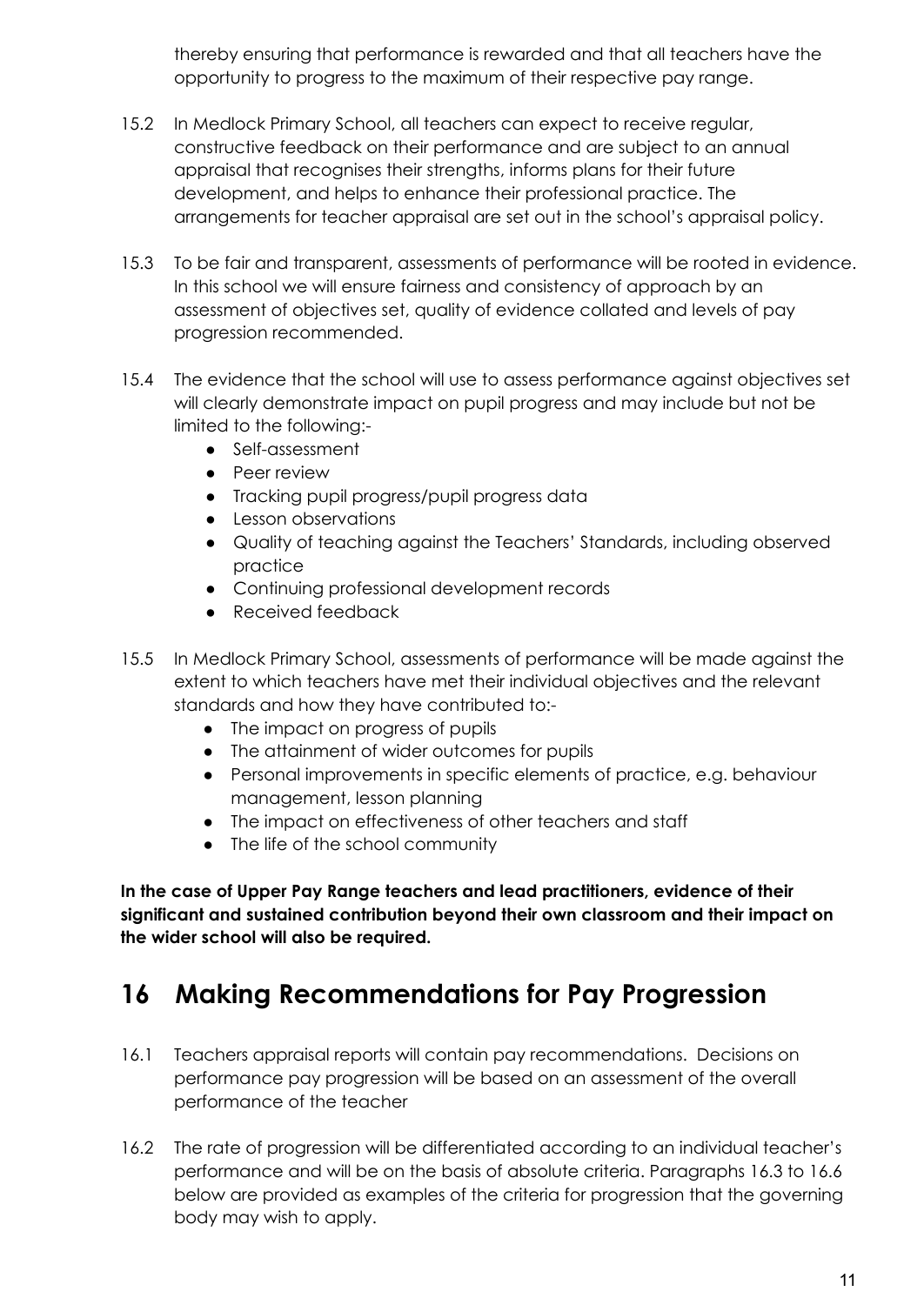thereby ensuring that performance is rewarded and that all teachers have the opportunity to progress to the maximum of their respective pay range.

15.2 In Medlock Primary School, all teachers can expect to receive regular, constructive feedback on their performance and are subject to an annual appraisal that recognises their strengths, informs plans for their future development, and helps to enhance their professional practice. The arrangements for teacher appraisal are set out in the school's appraisal policy.

15.3 To be fair and transparent, assessments of performance will be rooted in evidence. In this school we will ensure fairness and consistency of approach by an assessment of objectives set, quality of evidence collated and levels of pay progression recommended.

15.4 The evidence that the school will use to assess performance against objectives set will clearly demonstrate impact on pupil progress and may include but not be limited to the following:-

- Self-assessment
- Peer review
- Tracking pupil progress/pupil progress data
- Lesson observations
- Quality of teaching against the Teachers' Standards, including observed practice
- Continuing professional development records
- Received feedback

15.5 In Medlock Primary School, assessments of performance will be made against the extent to which teachers have met their individual objectives and the relevant standards and how they have contributed to:-

- The impact on progress of pupils
- The attainment of wider outcomes for pupils
- Personal improvements in specific elements of practice, e.g. behaviour management, lesson planning
- The impact on effectiveness of other teachers and staff
- The life of the school community

**In the case of Upper Pay Range teachers and lead practitioners, evidence of their significant and sustained contribution beyond their own classroom and their impact on the wider school will also be required.**

## 16 Making Recommendations for Pay Progression

16.1 Teachers appraisal reports will contain pay recommendations. Decisions on performance pay progression will be based on an assessment of the overall performance of the teacher

16.2 The rate of progression will be differentiated according to an individual teacher's performance and will be on the basis of absolute criteria. Paragraphs 16.3 to 16.6 below are provided as examples of the criteria for progression that the governing body may wish to apply.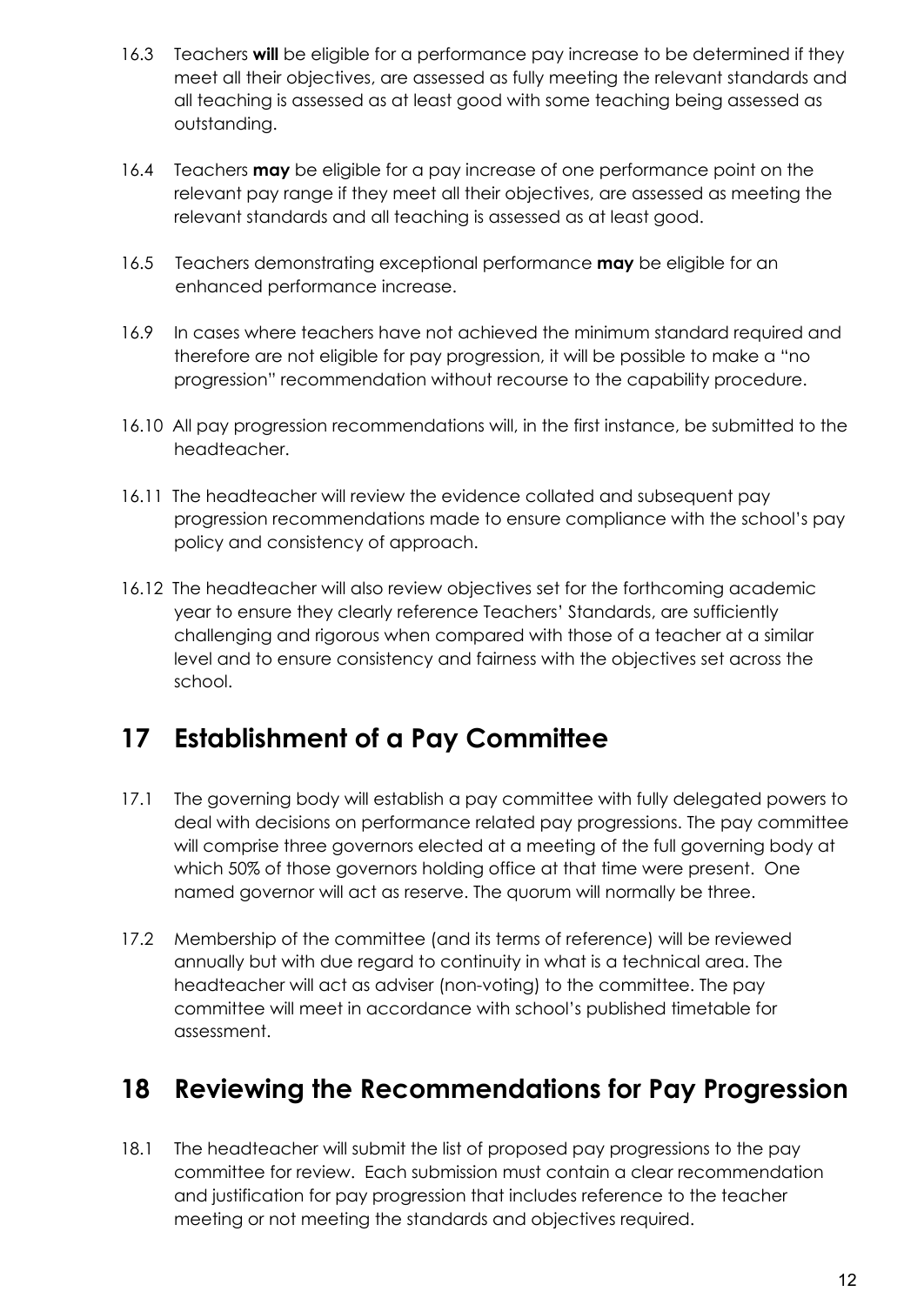16.3 Teachers **will** be eligible for a performance pay increase to be determined if they meet all their objectives, are assessed as fully meeting the relevant standards and all teaching is assessed as at least good with some teaching being assessed as outstanding.

16.4 Teachers **may** be eligible for a pay increase of one performance point on the relevant pay range if they meet all their objectives, are assessed as meeting the relevant standards and all teaching is assessed as at least good.

16.5 Teachers demonstrating exceptional performance **may** be eligible for an enhanced performance increase.

16.9 In cases where teachers have not achieved the minimum standard required and therefore are not eligible for pay progression, it will be possible to make a "no progression" recommendation without recourse to the capability procedure.

16.10 All pay progression recommendations will, in the first instance, be submitted to the headteacher.

16.11 The headteacher will review the evidence collated and subsequent pay progression recommendations made to ensure compliance with the school's pay policy and consistency of approach.

16.12 The headteacher will also review objectives set for the forthcoming academic year to ensure they clearly reference Teachers' Standards, are sufficiently challenging and rigorous when compared with those of a teacher at a similar level and to ensure consistency and fairness with the objectives set across the school.

## 17 Establishment of a Pay Committee

17.1 The governing body will establish a pay committee with fully delegated powers to deal with decisions on performance related pay progressions. The pay committee will comprise three governors elected at a meeting of the full governing body at which 50% of those governors holding office at that time were present. One named governor will act as reserve. The quorum will normally be three.

17.2 Membership of the committee (and its terms of reference) will be reviewed annually but with due regard to continuity in what is a technical area. The headteacher will act as adviser (non-voting) to the committee. The pay committee will meet in accordance with school's published timetable for assessment.

## 18 Reviewing the Recommendations for Pay Progression

18.1 The headteacher will submit the list of proposed pay progressions to the pay committee for review. Each submission must contain a clear recommendation and justification for pay progression that includes reference to the teacher meeting or not meeting the standards and objectives required.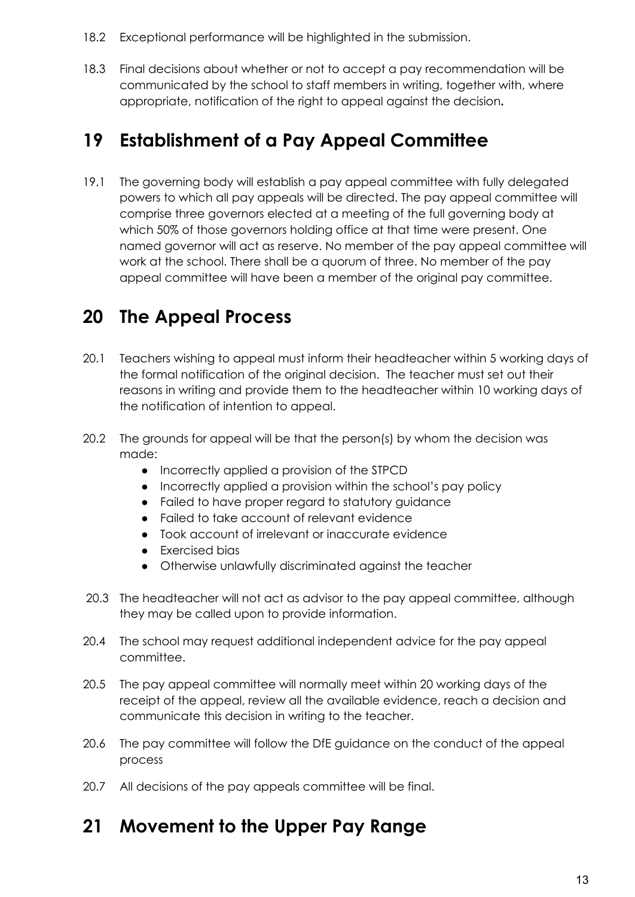18.2 Exceptional performance will be highlighted in the submission.

18.3 Final decisions about whether or not to accept a pay recommendation will be communicated by the school to staff members in writing, together with, where appropriate, notification of the right to appeal against the decision**.**

# 19 Establishment of a Pay Appeal Committee

19.1 The governing body will establish a pay appeal committee with fully delegated powers to which all pay appeals will be directed. The pay appeal committee will comprise three governors elected at a meeting of the full governing body at which 50% of those governors holding office at that time were present. One named governor will act as reserve. No member of the pay appeal committee will work at the school. There shall be a quorum of three. No member of the pay appeal committee will have been a member of the original pay committee.

# 20 The Appeal Process

20.1 Teachers wishing to appeal must inform their headteacher within 5 working days of the formal notification of the original decision. The teacher must set out their reasons in writing and provide them to the headteacher within 10 working days of the notification of intention to appeal.

20.2 The grounds for appeal will be that the person(s) by whom the decision was made:

- Incorrectly applied a provision of the STPCD
- Incorrectly applied a provision within the school's pay policy
- Failed to have proper regard to statutory guidance
- Failed to take account of relevant evidence
- Took account of irrelevant or inaccurate evidence
- Exercised bias
- Otherwise unlawfully discriminated against the teacher

20.3 The headteacher will not act as advisor to the pay appeal committee, although they may be called upon to provide information.

20.4 The school may request additional independent advice for the pay appeal committee.

20.5 The pay appeal committee will normally meet within 20 working days of the receipt of the appeal, review all the available evidence, reach a decision and communicate this decision in writing to the teacher.

20.6 The pay committee will follow the DfE guidance on the conduct of the appeal process

20.7 All decisions of the pay appeals committee will be final.

# 21 Movement to the Upper Pay Range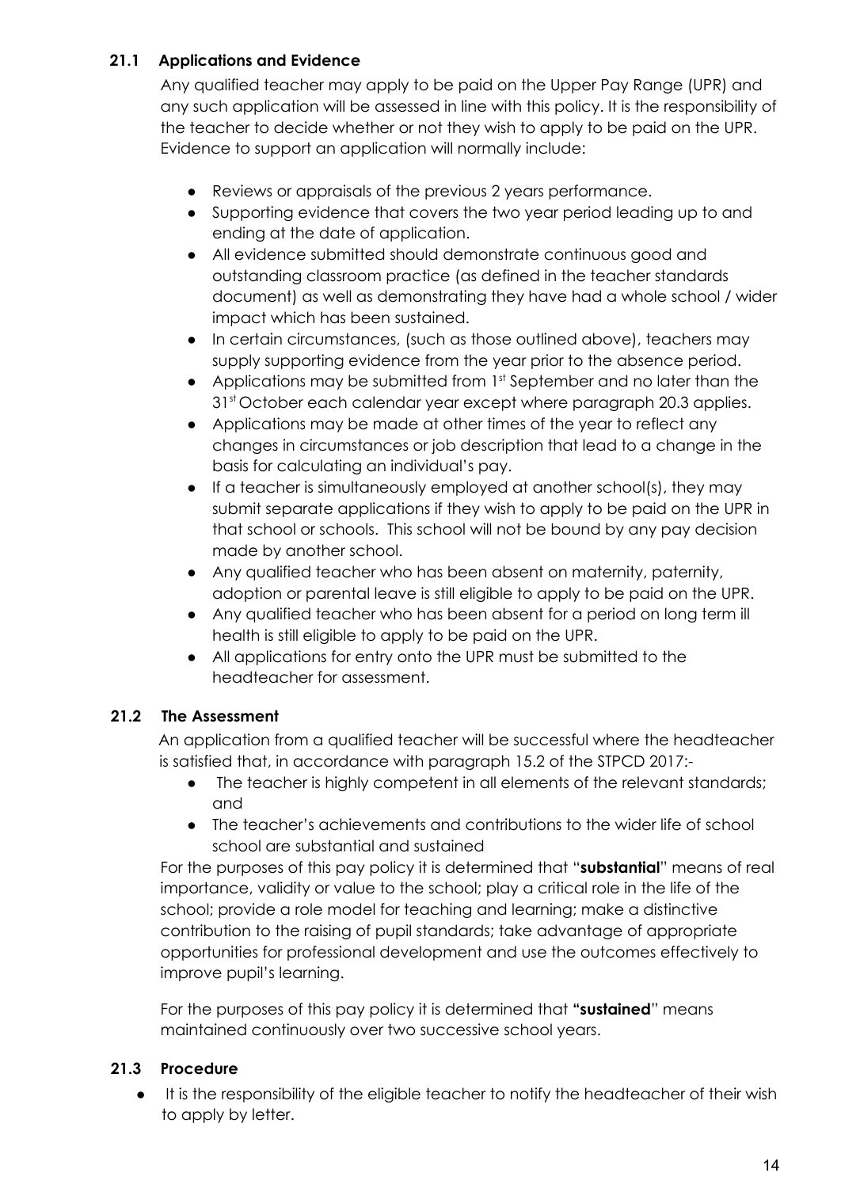### 21.1 Applications and Evidence

Any qualified teacher may apply to be paid on the Upper Pay Range (UPR) and any such application will be assessed in line with this policy. It is the responsibility of the teacher to decide whether or not they wish to apply to be paid on the UPR. Evidence to support an application will normally include:

- Reviews or appraisals of the previous 2 years performance.
- Supporting evidence that covers the two year period leading up to and ending at the date of application.
- All evidence submitted should demonstrate continuous good and outstanding classroom practice (as defined in the teacher standards document) as well as demonstrating they have had a whole school / wider impact which has been sustained.
- In certain circumstances, (such as those outlined above), teachers may supply supporting evidence from the year prior to the absence period.
- Applications may be submitted from 1st September and no later than the 31st October each calendar year except where paragraph 20.3 applies.
- Applications may be made at other times of the year to reflect any changes in circumstances or job description that lead to a change in the basis for calculating an individual's pay.
- If a teacher is simultaneously employed at another school(s), they may submit separate applications if they wish to apply to be paid on the UPR in that school or schools. This school will not be bound by any pay decision made by another school.
- Any qualified teacher who has been absent on maternity, paternity, adoption or parental leave is still eligible to apply to be paid on the UPR.
- Any qualified teacher who has been absent for a period on long term ill health is still eligible to apply to be paid on the UPR.
- All applications for entry onto the UPR must be submitted to the headteacher for assessment.

### 21.2 The Assessment

An application from a qualified teacher will be successful where the headteacher is satisfied that, in accordance with paragraph 15.2 of the STPCD 2017:-

- The teacher is highly competent in all elements of the relevant standards; and
- The teacher's achievements and contributions to the wider life of school school are substantial and sustained

For the purposes of this pay policy it is determined that "**substantial**" means of real importance, validity or value to the school; play a critical role in the life of the school; provide a role model for teaching and learning; make a distinctive contribution to the raising of pupil standards; take advantage of appropriate opportunities for professional development and use the outcomes effectively to improve pupil's learning.

For the purposes of this pay policy it is determined that **"sustained**" means maintained continuously over two successive school years.

### 21.3 Procedure

- It is the responsibility of the eligible teacher to notify the headteacher of their wish to apply by letter.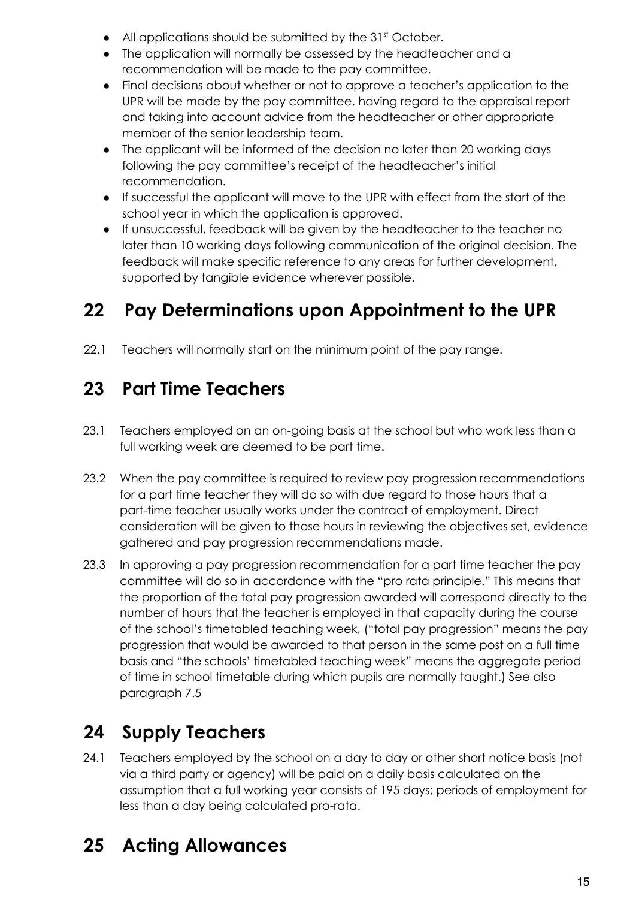- All applications should be submitted by the 31st October.
- The application will normally be assessed by the headteacher and a recommendation will be made to the pay committee.
- Final decisions about whether or not to approve a teacher's application to the UPR will be made by the pay committee, having regard to the appraisal report and taking into account advice from the headteacher or other appropriate member of the senior leadership team.
- The applicant will be informed of the decision no later than 20 working days following the pay committee's receipt of the headteacher's initial recommendation.
- If successful the applicant will move to the UPR with effect from the start of the school year in which the application is approved.
- If unsuccessful, feedback will be given by the headteacher to the teacher no later than 10 working days following communication of the original decision. The feedback will make specific reference to any areas for further development, supported by tangible evidence wherever possible.

## 22 Pay Determinations upon Appointment to the UPR

22.1 Teachers will normally start on the minimum point of the pay range.

## 23 Part Time Teachers

23.1 Teachers employed on an on-going basis at the school but who work less than a full working week are deemed to be part time.

23.2 When the pay committee is required to review pay progression recommendations for a part time teacher they will do so with due regard to those hours that a part-time teacher usually works under the contract of employment. Direct consideration will be given to those hours in reviewing the objectives set, evidence gathered and pay progression recommendations made.

23.3 In approving a pay progression recommendation for a part time teacher the pay committee will do so in accordance with the "pro rata principle." This means that the proportion of the total pay progression awarded will correspond directly to the number of hours that the teacher is employed in that capacity during the course of the school's timetabled teaching week, ("total pay progression" means the pay progression that would be awarded to that person in the same post on a full time basis and "the schools' timetabled teaching week" means the aggregate period of time in school timetable during which pupils are normally taught.) See also paragraph 7.5

## 24 Supply Teachers

24.1 Teachers employed by the school on a day to day or other short notice basis (not via a third party or agency) will be paid on a daily basis calculated on the assumption that a full working year consists of 195 days; periods of employment for less than a day being calculated pro-rata.

## 25 Acting Allowances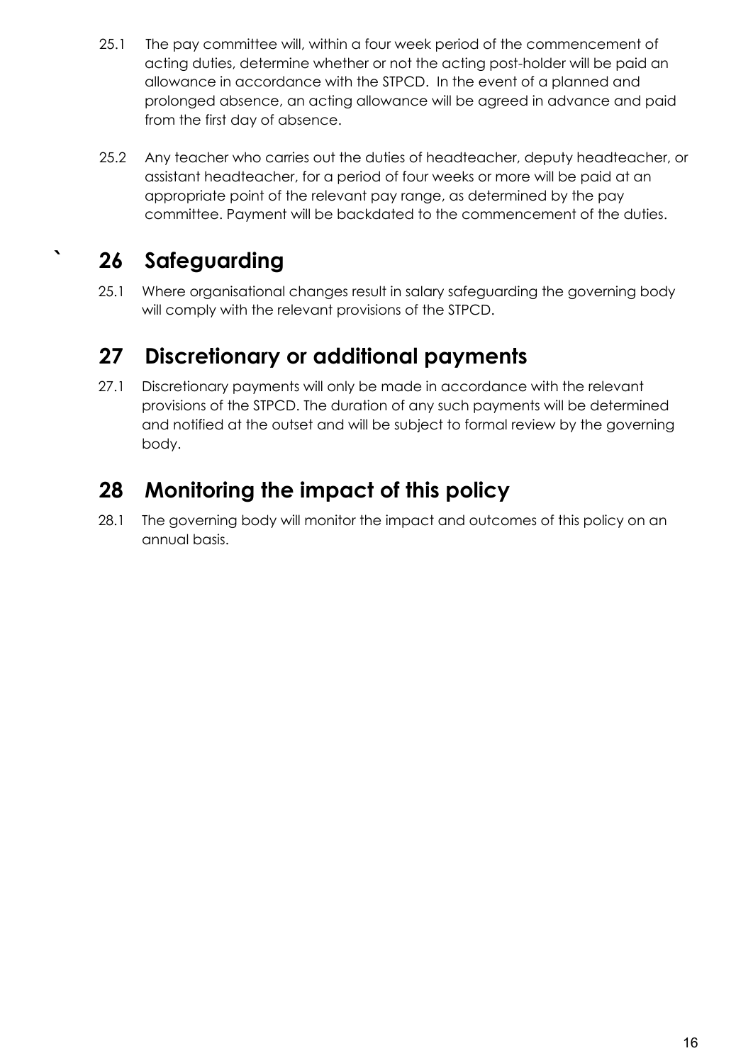25.1 The pay committee will, within a four week period of the commencement of acting duties, determine whether or not the acting post-holder will be paid an allowance in accordance with the STPCD. In the event of a planned and prolonged absence, an acting allowance will be agreed in advance and paid from the first day of absence.

25.2 Any teacher who carries out the duties of headteacher, deputy headteacher, or assistant headteacher, for a period of four weeks or more will be paid at an appropriate point of the relevant pay range, as determined by the pay committee. Payment will be backdated to the commencement of the duties.

## 26 Safeguarding

25.1 Where organisational changes result in salary safeguarding the governing body will comply with the relevant provisions of the STPCD.

## 27 Discretionary or additional payments

27.1 Discretionary payments will only be made in accordance with the relevant provisions of the STPCD. The duration of any such payments will be determined and notified at the outset and will be subject to formal review by the governing body.

## 28 Monitoring the impact of this policy

28.1 The governing body will monitor the impact and outcomes of this policy on an annual basis.